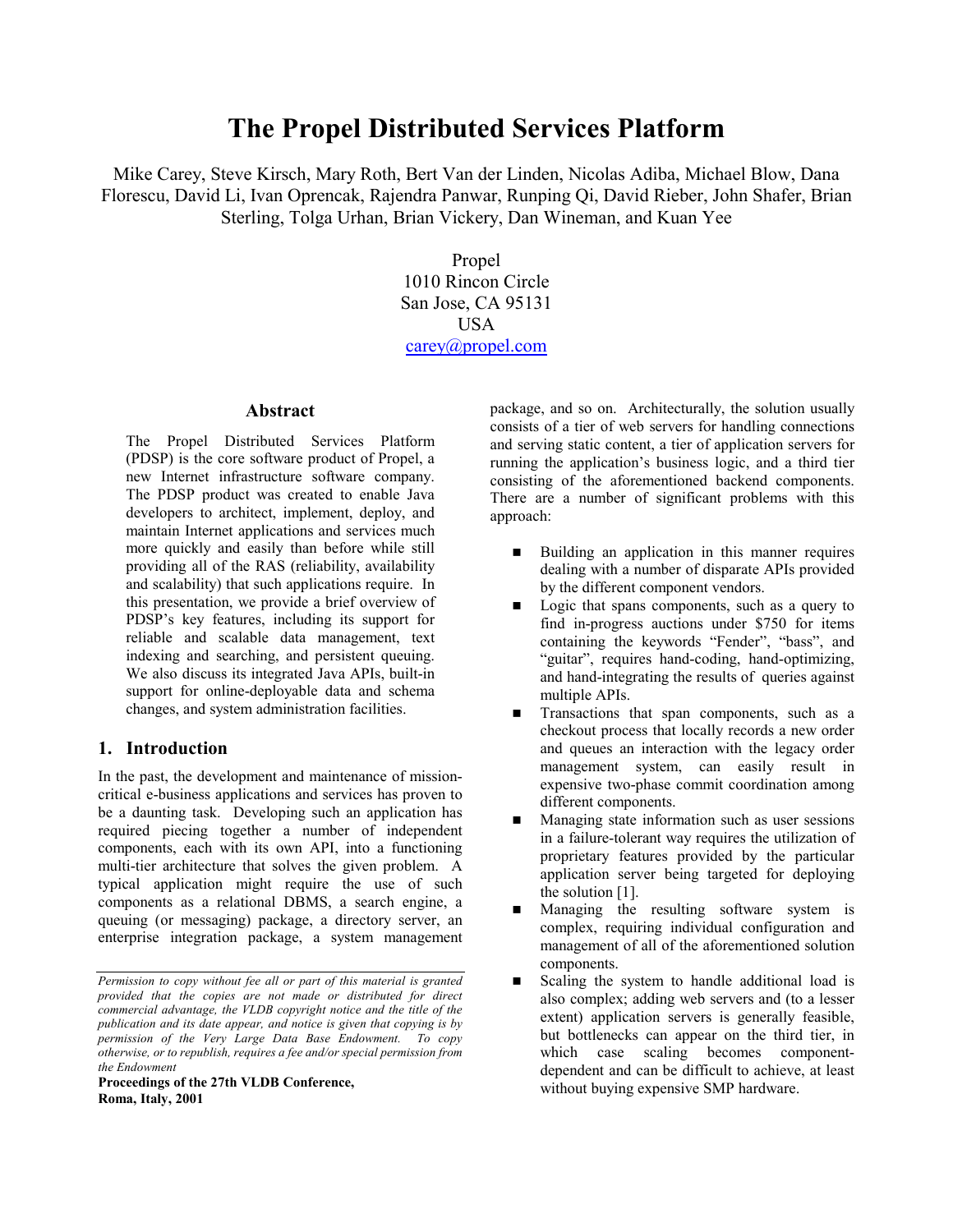# The Propel Distributed Services Platform

Mike Carey, Steve Kirsch, Mary Roth, Bert Van der Linden, Nicolas Adiba, Michael Blow, Dana Florescu, David Li, Ivan Oprencak, Rajendra Panwar, Runping Qi, David Rieber, John Shafer, Brian Sterling, Tolga Urhan, Brian Vickery, Dan Wineman, and Kuan Yee

Propel
1010 Rincon Circle
San Jose, CA 95131
USA
carey@propel.com

## Abstract

The Propel Distributed Services Platform (PDSP) is the core software product of Propel, a new Internet infrastructure software company. The PDSP product was created to enable Java developers to architect, implement, deploy, and maintain Internet applications and services much more quickly and easily than before while still providing all of the RAS (reliability, availability and scalability) that such applications require. In this presentation, we provide a brief overview of PDSP's key features, including its support for reliable and scalable data management, text indexing and searching, and persistent queuing. We also discuss its integrated Java APIs, built-in support for online-deployable data and schema changes, and system administration facilities.

## 1. Introduction

In the past, the development and maintenance of mission-critical e-business applications and services has proven to be a daunting task. Developing such an application has required piecing together a number of independent components, each with its own API, into a functioning multi-tier architecture that solves the given problem. A typical application might require the use of such components as a relational DBMS, a search engine, a queuing (or messaging) package, a directory server, an enterprise integration package, a system management package, and so on. Architecturally, the solution usually consists of a tier of web servers for handling connections and serving static content, a tier of application servers for running the application's business logic, and a third tier consisting of the aforementioned backend components. There are a number of significant problems with this approach:

- Building an application in this manner requires dealing with a number of disparate APIs provided by the different component vendors.
- Logic that spans components, such as a query to find in-progress auctions under $750 for items containing the keywords "Fender", "bass", and "guitar", requires hand-coding, hand-optimizing, and hand-integrating the results of queries against multiple APIs.
- Transactions that span components, such as a checkout process that locally records a new order and queues an interaction with the legacy order management system, can easily result in expensive two-phase commit coordination among different components.
- Managing state information such as user sessions in a failure-tolerant way requires the utilization of proprietary features provided by the particular application server being targeted for deploying the solution [1].
- Managing the resulting software system is complex, requiring individual configuration and management of all of the aforementioned solution components.
- Scaling the system to handle additional load is also complex; adding web servers and (to a lesser extent) application servers is generally feasible, but bottlenecks can appear on the third tier, in which case scaling becomes component-dependent and can be difficult to achieve, at least without buying expensive SMP hardware.

*Permission to copy without fee all or part of this material is granted provided that the copies are not made or distributed for direct commercial advantage, the VLDB copyright notice and the title of the publication and its date appear, and notice is given that copying is by permission of the Very Large Data Base Endowment. To copy otherwise, or to republish, requires a fee and/or special permission from the Endowment*

**Proceedings of the 27th VLDB Conference, Roma, Italy, 2001**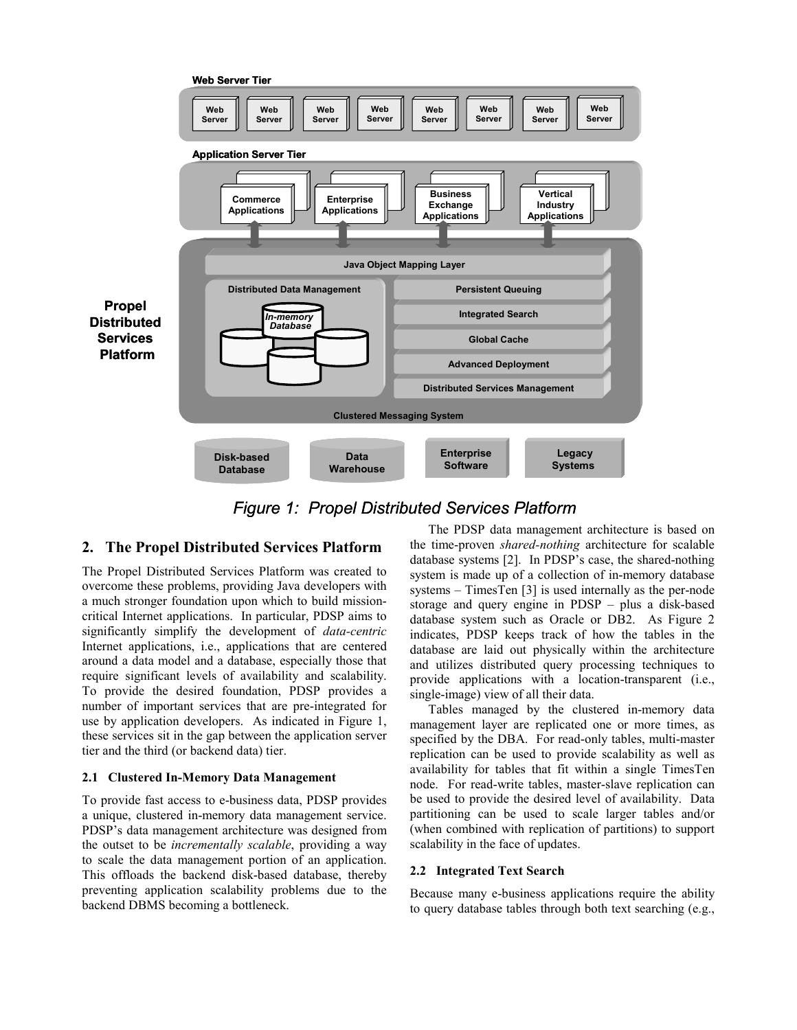Web Server Tier

Web Server | Web Server | Web Server | Web Server | Web Server | Web Server | Web Server | Web Server

Application Server Tier

Commerce Applications | Enterprise Applications | Business Exchange Applications | Vertical Industry Applications

Propel Distributed Services Platform

Java Object Mapping Layer

Distributed Data Management

In-memory Database

Persistent Queuing

Integrated Search

Global Cache

Advanced Deployment

Distributed Services Management

Clustered Messaging System

Disk-based Database | Data Warehouse | Enterprise Software | Legacy Systems

*Figure 1: Propel Distributed Services Platform*

## 2. The Propel Distributed Services Platform

The Propel Distributed Services Platform was created to overcome these problems, providing Java developers with a much stronger foundation upon which to build mission-critical Internet applications. In particular, PDSP aims to significantly simplify the development of *data-centric* Internet applications, i.e., applications that are centered around a data model and a database, especially those that require significant levels of availability and scalability. To provide the desired foundation, PDSP provides a number of important services that are pre-integrated for use by application developers. As indicated in Figure 1, these services sit in the gap between the application server tier and the third (or backend data) tier.

### 2.1 Clustered In-Memory Data Management

To provide fast access to e-business data, PDSP provides a unique, clustered in-memory data management service. PDSP's data management architecture was designed from the outset to be *incrementally scalable*, providing a way to scale the data management portion of an application. This offloads the backend disk-based database, thereby preventing application scalability problems due to the backend DBMS becoming a bottleneck.

The PDSP data management architecture is based on the time-proven *shared-nothing* architecture for scalable database systems [2]. In PDSP's case, the shared-nothing system is made up of a collection of in-memory database systems – TimesTen [3] is used internally as the per-node storage and query engine in PDSP – plus a disk-based database system such as Oracle or DB2. As Figure 2 indicates, PDSP keeps track of how the tables in the database are laid out physically within the architecture and utilizes distributed query processing techniques to provide applications with a location-transparent (i.e., single-image) view of all their data.

Tables managed by the clustered in-memory data management layer are replicated one or more times, as specified by the DBA. For read-only tables, multi-master replication can be used to provide scalability as well as availability for tables that fit within a single TimesTen node. For read-write tables, master-slave replication can be used to provide the desired level of availability. Data partitioning can be used to scale larger tables and/or (when combined with replication of partitions) to support scalability in the face of updates.

### 2.2 Integrated Text Search

Because many e-business applications require the ability to query database tables through both text searching (e.g.,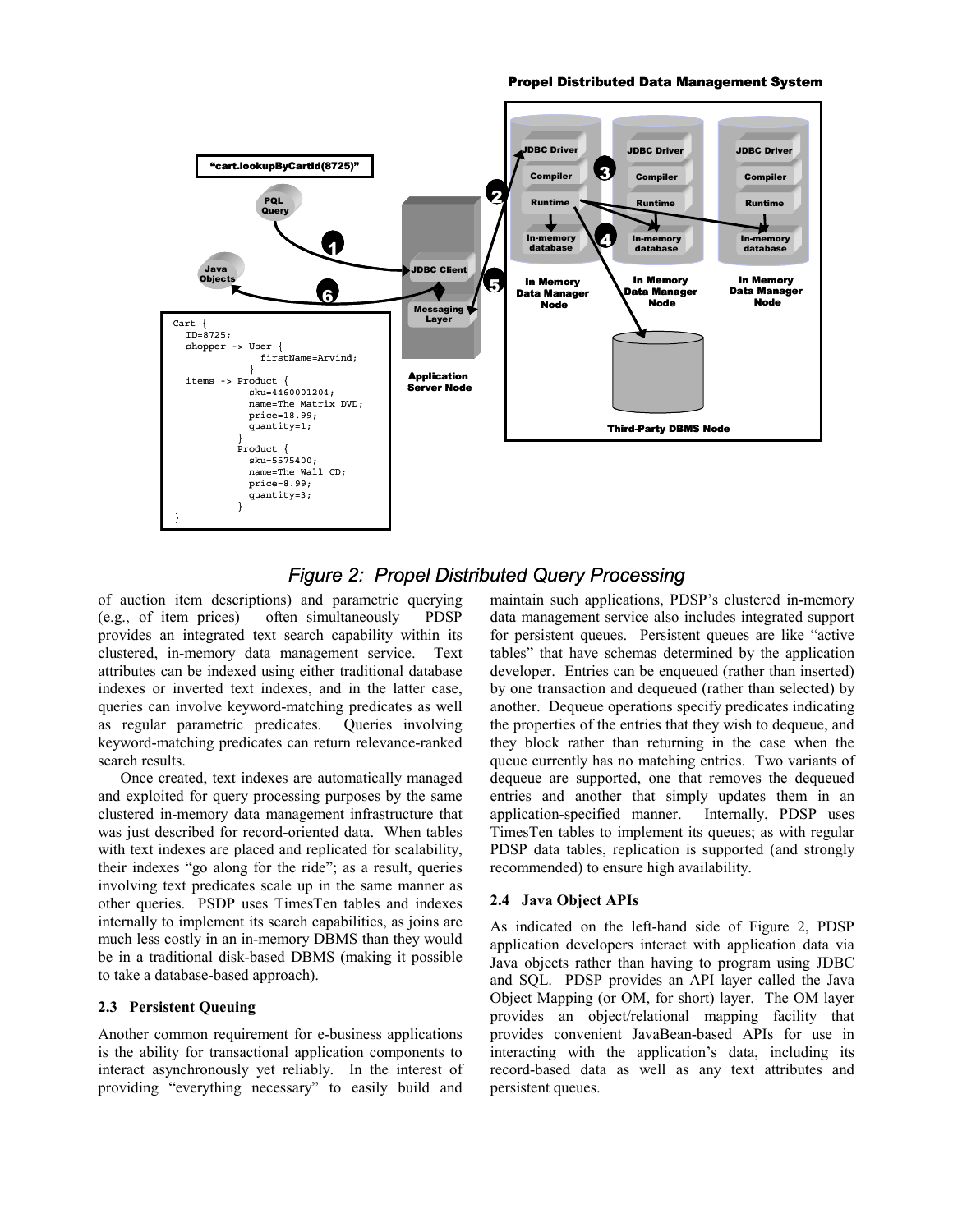Propel Distributed Data Management System

"cart.lookupByCartId(8725)"

PQL Query

Java Objects

JDBC Client

Messaging Layer

Application Server Node

JDBC Driver

Compiler

Runtime

In-memory database

In Memory Data Manager Node

Third-Party DBMS Node

1 2 3 4 5 6

```
Cart {
  ID=8725;
  shopper -> User {
              firstName=Arvind;
            }
  items -> Product {
              sku=4460001204;
              name=The Matrix DVD;
              price=18.99;
              quantity=1;
           }
           Product {
              sku=5575400;
              name=The Wall CD;
              price=8.99;
              quantity=3;
           }
}
```

*Figure 2: Propel Distributed Query Processing*

of auction item descriptions) and parametric querying (e.g., of item prices) – often simultaneously – PDSP provides an integrated text search capability within its clustered, in-memory data management service. Text attributes can be indexed using either traditional database indexes or inverted text indexes, and in the latter case, queries can involve keyword-matching predicates as well as regular parametric predicates. Queries involving keyword-matching predicates can return relevance-ranked search results.

Once created, text indexes are automatically managed and exploited for query processing purposes by the same clustered in-memory data management infrastructure that was just described for record-oriented data. When tables with text indexes are placed and replicated for scalability, their indexes "go along for the ride"; as a result, queries involving text predicates scale up in the same manner as other queries. PSDP uses TimesTen tables and indexes internally to implement its search capabilities, as joins are much less costly in an in-memory DBMS than they would be in a traditional disk-based DBMS (making it possible to take a database-based approach).

### 2.3 Persistent Queuing

Another common requirement for e-business applications is the ability for transactional application components to interact asynchronously yet reliably. In the interest of providing "everything necessary" to easily build and maintain such applications, PDSP's clustered in-memory data management service also includes integrated support for persistent queues. Persistent queues are like "active tables" that have schemas determined by the application developer. Entries can be enqueued (rather than inserted) by one transaction and dequeued (rather than selected) by another. Dequeue operations specify predicates indicating the properties of the entries that they wish to dequeue, and they block rather than returning in the case when the queue currently has no matching entries. Two variants of dequeue are supported, one that removes the dequeued entries and another that simply updates them in an application-specified manner. Internally, PDSP uses TimesTen tables to implement its queues; as with regular PDSP data tables, replication is supported (and strongly recommended) to ensure high availability.

### 2.4 Java Object APIs

As indicated on the left-hand side of Figure 2, PDSP application developers interact with application data via Java objects rather than having to program using JDBC and SQL. PDSP provides an API layer called the Java Object Mapping (or OM, for short) layer. The OM layer provides an object/relational mapping facility that provides convenient JavaBean-based APIs for use in interacting with the application's data, including its record-based data as well as any text attributes and persistent queues.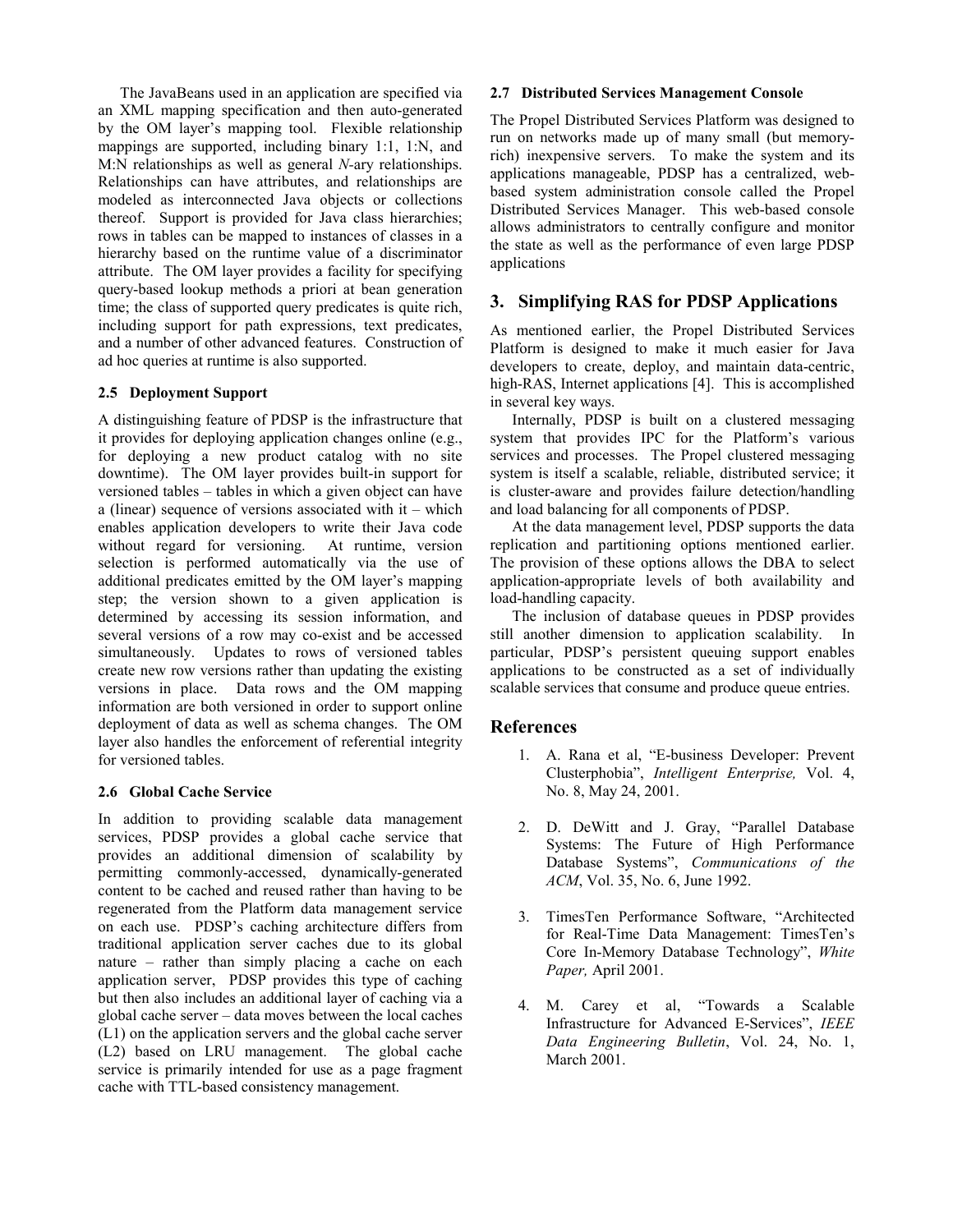The JavaBeans used in an application are specified via an XML mapping specification and then auto-generated by the OM layer's mapping tool. Flexible relationship mappings are supported, including binary 1:1, 1:N, and M:N relationships as well as general *N*-ary relationships. Relationships can have attributes, and relationships are modeled as interconnected Java objects or collections thereof. Support is provided for Java class hierarchies; rows in tables can be mapped to instances of classes in a hierarchy based on the runtime value of a discriminator attribute. The OM layer provides a facility for specifying query-based lookup methods a priori at bean generation time; the class of supported query predicates is quite rich, including support for path expressions, text predicates, and a number of other advanced features. Construction of ad hoc queries at runtime is also supported.

### 2.5 Deployment Support

A distinguishing feature of PDSP is the infrastructure that it provides for deploying application changes online (e.g., for deploying a new product catalog with no site downtime). The OM layer provides built-in support for versioned tables – tables in which a given object can have a (linear) sequence of versions associated with it – which enables application developers to write their Java code without regard for versioning. At runtime, version selection is performed automatically via the use of additional predicates emitted by the OM layer's mapping step; the version shown to a given application is determined by accessing its session information, and several versions of a row may co-exist and be accessed simultaneously. Updates to rows of versioned tables create new row versions rather than updating the existing versions in place. Data rows and the OM mapping information are both versioned in order to support online deployment of data as well as schema changes. The OM layer also handles the enforcement of referential integrity for versioned tables.

### 2.6 Global Cache Service

In addition to providing scalable data management services, PDSP provides a global cache service that provides an additional dimension of scalability by permitting commonly-accessed, dynamically-generated content to be cached and reused rather than having to be regenerated from the Platform data management service on each use. PDSP's caching architecture differs from traditional application server caches due to its global nature – rather than simply placing a cache on each application server, PDSP provides this type of caching but then also includes an additional layer of caching via a global cache server – data moves between the local caches (L1) on the application servers and the global cache server (L2) based on LRU management. The global cache service is primarily intended for use as a page fragment cache with TTL-based consistency management.

### 2.7 Distributed Services Management Console

The Propel Distributed Services Platform was designed to run on networks made up of many small (but memory-rich) inexpensive servers. To make the system and its applications manageable, PDSP has a centralized, web-based system administration console called the Propel Distributed Services Manager. This web-based console allows administrators to centrally configure and monitor the state as well as the performance of even large PDSP applications

## 3. Simplifying RAS for PDSP Applications

As mentioned earlier, the Propel Distributed Services Platform is designed to make it much easier for Java developers to create, deploy, and maintain data-centric, high-RAS, Internet applications [4]. This is accomplished in several key ways.

Internally, PDSP is built on a clustered messaging system that provides IPC for the Platform's various services and processes. The Propel clustered messaging system is itself a scalable, reliable, distributed service; it is cluster-aware and provides failure detection/handling and load balancing for all components of PDSP.

At the data management level, PDSP supports the data replication and partitioning options mentioned earlier. The provision of these options allows the DBA to select application-appropriate levels of both availability and load-handling capacity.

The inclusion of database queues in PDSP provides still another dimension to application scalability. In particular, PDSP's persistent queuing support enables applications to be constructed as a set of individually scalable services that consume and produce queue entries.

## References

1. A. Rana et al, "E-business Developer: Prevent Clusterphobia", *Intelligent Enterprise,* Vol. 4, No. 8, May 24, 2001.

2. D. DeWitt and J. Gray, "Parallel Database Systems: The Future of High Performance Database Systems", *Communications of the ACM*, Vol. 35, No. 6, June 1992.

3. TimesTen Performance Software, "Architected for Real-Time Data Management: TimesTen's Core In-Memory Database Technology", *White Paper,* April 2001.

4. M. Carey et al, "Towards a Scalable Infrastructure for Advanced E-Services", *IEEE Data Engineering Bulletin*, Vol. 24, No. 1, March 2001.